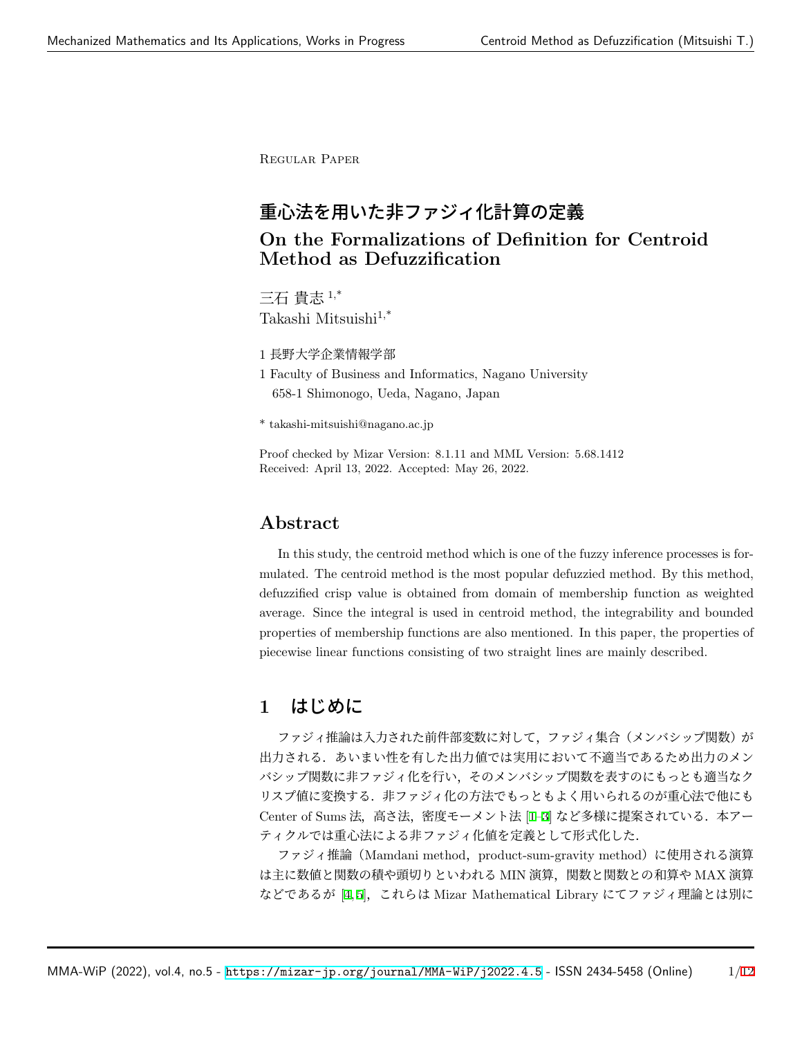Regular Paper

# 重心法を用いた非ファジィ化計算の定義

# On the Formalizations of Definition for Centroid Method as Defuzzification

三石 貴志 [1,*]
Takashi Mitsuishi[1,*]

1 長野大学企業情報学部

1 Faculty of Business and Informatics, Nagano University
658-1 Shimonogo, Ueda, Nagano, Japan

\* takashi-mitsuishi@nagano.ac.jp

Proof checked by Mizar Version: 8.1.11 and MML Version: 5.68.1412
Received: April 13, 2022. Accepted: May 26, 2022.

## Abstract

In this study, the centroid method which is one of the fuzzy inference processes is formulated. The centroid method is the most popular defuzzied method. By this method, defuzzified crisp value is obtained from domain of membership function as weighted average. Since the integral is used in centroid method, the integrability and bounded properties of membership functions are also mentioned. In this paper, the properties of piecewise linear functions consisting of two straight lines are mainly described.

## 1　はじめに

ファジィ推論は入力された前件部変数に対して，ファジィ集合（メンバシップ関数）が出力される．あいまい性を有した出力値では実用において不適当であるため出力のメンバシップ関数に非ファジィ化を行い，そのメンバシップ関数を表すのにもっとも適当なクリスプ値に変換する．非ファジィ化の方法でもっともよく用いられるのが重心法で他にも Center of Sums 法，高さ法，密度モーメント法 [1–3] など多様に提案されている．本アーティクルでは重心法による非ファジィ化値を定義として形式化した．

ファジィ推論（Mamdani method，product-sum-gravity method）に使用される演算は主に数値と関数の積や頭切りといわれる MIN 演算，関数と関数との和算や MAX 演算などであるが [4,5]，これらは Mizar Mathematical Library にてファジィ理論とは別に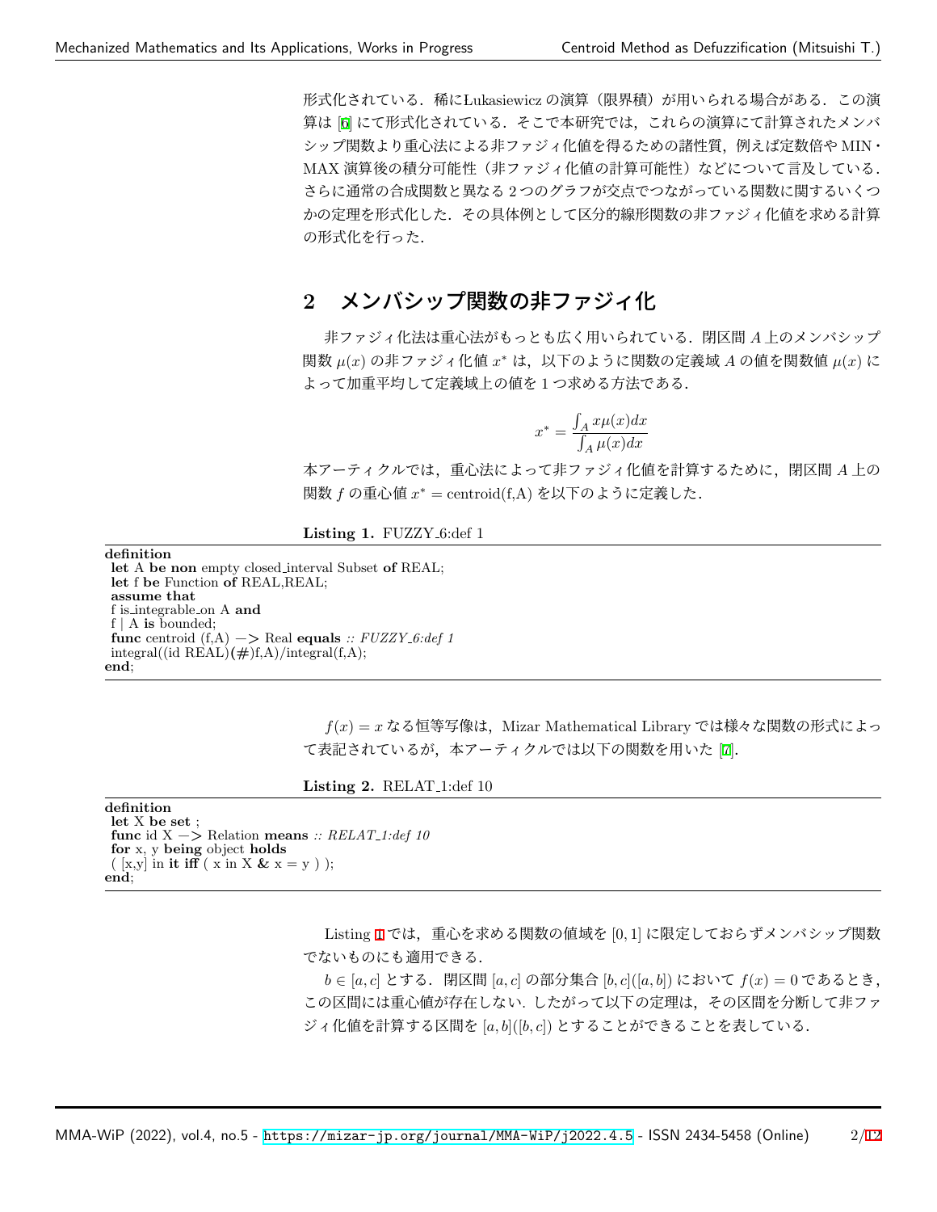形式化されている．稀にLukasiewicz の演算（限界積）が用いられる場合がある．この演算は [6] にて形式化されている．そこで本研究では，これらの演算にて計算されたメンバシップ関数より重心法による非ファジィ化値を得るための諸性質，例えば定数倍や MIN・MAX 演算後の積分可能性（非ファジィ化値の計算可能性）などについて言及している．さらに通常の合成関数と異なる 2 つのグラフが交点でつながっている関数に関するいくつかの定理を形式化した．その具体例として区分的線形関数の非ファジィ化値を求める計算の形式化を行った．

## 2　メンバシップ関数の非ファジィ化

非ファジィ化法は重心法がもっとも広く用いられている．閉区間 $A$ 上のメンバシップ関数 $\mu(x)$ の非ファジィ化値 $x^*$ は，以下のように関数の定義域 $A$ の値を関数値 $\mu(x)$ によって加重平均して定義域上の値を 1 つ求める方法である．

$$x^* = \frac{\int_A x\mu(x)dx}{\int_A \mu(x)dx}$$

本アーティクルでは，重心法によって非ファジィ化値を計算するために，閉区間 $A$ 上の関数 $f$ の重心値 $x^* = \mathrm{centroid(f,A)}$ を以下のように定義した．

**Listing 1.** FUZZY_6:def 1

```
definition
 let A be non empty closed_interval Subset of REAL;
 let f be Function of REAL,REAL;
 assume that
 f is_integrable_on A and
 f | A is bounded;
 func centroid (f,A) -> Real equals :: FUZZY_6:def 1
 integral((id REAL)(#)f,A)/integral(f,A);
end;
```

$f(x) = x$ なる恒等写像は，Mizar Mathematical Library では様々な関数の形式によって表記されているが，本アーティクルでは以下の関数を用いた [7].

**Listing 2.** RELAT_1:def 10

```
definition
 let X be set ;
 func id X -> Relation means :: RELAT_1:def 10
 for x, y being object holds
 ( [x,y] in it iff ( x in X & x = y ) );
end;
```

Listing 1 では，重心を求める関数の値域を $[0, 1]$ に限定しておらずメンバシップ関数でないものにも適用できる．

$b \in [a, c]$ とする．閉区間 $[a, c]$ の部分集合 $[b, c]([a, b])$ において $f(x) = 0$ であるとき，この区間には重心値が存在しない．したがって以下の定理は，その区間を分断して非ファジィ化値を計算する区間を $[a, b]([b, c])$ とすることができることを表している．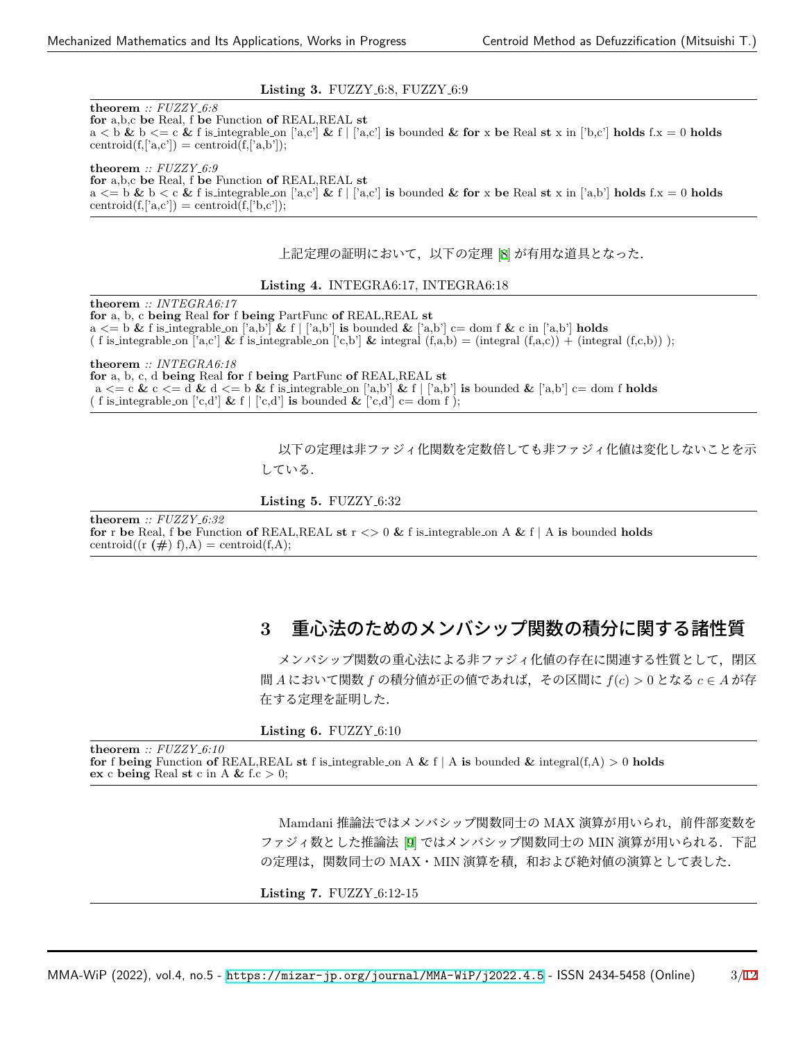**Listing 3.** FUZZY_6:8, FUZZY_6:9

```
theorem :: FUZZY_6:8
for a,b,c be Real, f be Function of REAL,REAL st
a < b & b <= c & f is_integrable_on ['a,c'] & f | ['a,c'] is bounded & for x be Real st x in ['b,c'] holds f.x = 0 holds
centroid(f,['a,c']) = centroid(f,['a,b']);

theorem :: FUZZY_6:9
for a,b,c be Real, f be Function of REAL,REAL st
a <= b & b < c & f is_integrable_on ['a,c'] & f | ['a,c'] is bounded & for x be Real st x in ['a,b'] holds f.x = 0 holds
centroid(f,['a,c']) = centroid(f,['b,c']);
```

上記定理の証明において，以下の定理 [8] が有用な道具となった．

**Listing 4.** INTEGRA6:17, INTEGRA6:18

```
theorem :: INTEGRA6:17
for a, b, c being Real for f being PartFunc of REAL,REAL st
a <= b & f is_integrable_on ['a,b'] & f | ['a,b'] is bounded & ['a,b'] c= dom f & c in ['a,b'] holds
( f is_integrable_on ['a,c'] & f is_integrable_on ['c,b'] & integral (f,a,b) = (integral (f,a,c)) + (integral (f,c,b)) );

theorem :: INTEGRA6:18
for a, b, c, d being Real for f being PartFunc of REAL,REAL st
 a <= c & c <= d & d <= b & f is_integrable_on ['a,b'] & f | ['a,b'] is bounded & ['a,b'] c= dom f holds
( f is_integrable_on ['c,d'] & f | ['c,d'] is bounded & ['c,d'] c= dom f );
```

以下の定理は非ファジィ化関数を定数倍しても非ファジィ化値は変化しないことを示している．

**Listing 5.** FUZZY_6:32

```
theorem :: FUZZY_6:32
for r be Real, f be Function of REAL,REAL st r <> 0 & f is_integrable_on A & f | A is bounded holds
centroid((r (#) f),A) = centroid(f,A);
```

## 3 重心法のためのメンバシップ関数の積分に関する諸性質

メンバシップ関数の重心法による非ファジィ化値の存在に関連する性質として，閉区間 $A$ において関数 $f$ の積分値が正の値であれば，その区間に $f(c) > 0$ となる $c \in A$ が存在する定理を証明した．

**Listing 6.** FUZZY_6:10

```
theorem :: FUZZY_6:10
for f being Function of REAL,REAL st f is_integrable_on A & f | A is bounded & integral(f,A) > 0 holds
ex c being Real st c in A & f.c > 0;
```

Mamdani 推論法ではメンバシップ関数同士の MAX 演算が用いられ，前件部変数をファジィ数とした推論法 [9] ではメンバシップ関数同士の MIN 演算が用いられる．下記の定理は，関数同士の MAX・MIN 演算を積，和および絶対値の演算として表した．

**Listing 7.** FUZZY_6:12-15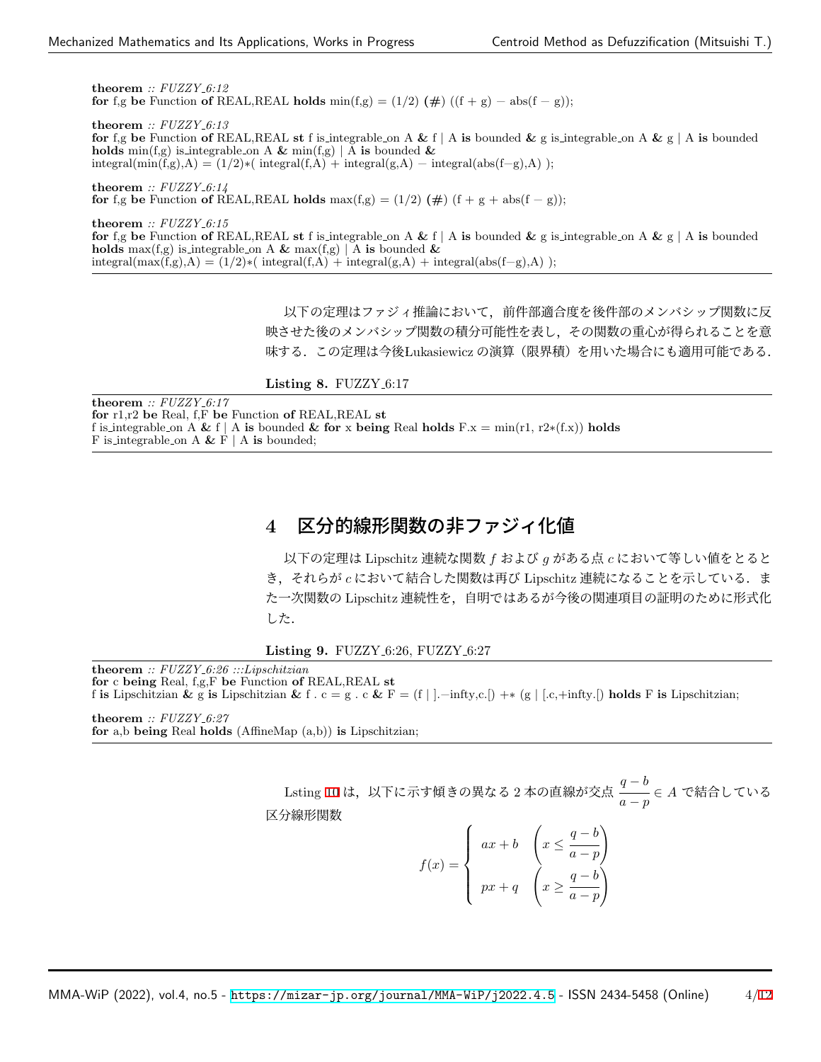```
theorem :: FUZZY_6:12
for f,g be Function of REAL,REAL holds min(f,g) = (1/2) (#) ((f + g) − abs(f − g));

theorem :: FUZZY_6:13
for f,g be Function of REAL,REAL st f is_integrable_on A & f | A is bounded & g is_integrable_on A & g | A is bounded
holds min(f,g) is_integrable_on A & min(f,g) | A is bounded &
integral(min(f,g),A) = (1/2)*( integral(f,A) + integral(g,A) − integral(abs(f−g),A) );

theorem :: FUZZY_6:14
for f,g be Function of REAL,REAL holds max(f,g) = (1/2) (#) (f + g + abs(f − g));

theorem :: FUZZY_6:15
for f,g be Function of REAL,REAL st f is_integrable_on A & f | A is bounded & g is_integrable_on A & g | A is bounded
holds max(f,g) is_integrable_on A & max(f,g) | A is bounded &
integral(max(f,g),A) = (1/2)*( integral(f,A) + integral(g,A) + integral(abs(f−g),A) );
```

以下の定理はファジィ推論において，前件部適合度を後件部のメンバシップ関数に反映させた後のメンバシップ関数の積分可能性を表し，その関数の重心が得られることを意味する．この定理は今後Lukasiewicz の演算（限界積）を用いた場合にも適用可能である．

**Listing 8.** FUZZY_6:17

```
theorem :: FUZZY_6:17
for r1,r2 be Real, f,F be Function of REAL,REAL st
f is_integrable_on A & f | A is bounded & for x being Real holds F.x = min(r1, r2*(f.x)) holds
F is_integrable_on A & F | A is bounded;
```

## 4 区分的線形関数の非ファジィ化値

以下の定理は Lipschitz 連続な関数 $f$ および $g$ がある点 $c$ において等しい値をとるとき，それらが $c$ において結合した関数は再び Lipschitz 連続になることを示している．また一次関数の Lipschitz 連続性を，自明ではあるが今後の関連項目の証明のために形式化した．

**Listing 9.** FUZZY_6:26, FUZZY_6:27

```
theorem :: FUZZY_6:26 :::Lipschitzian
for c being Real, f,g,F be Function of REAL,REAL st
f is Lipschitzian & g is Lipschitzian & f . c = g . c & F = (f | ].−infty,c.[) +* (g | [.c,+infty.[) holds F is Lipschitzian;

theorem :: FUZZY_6:27
for a,b being Real holds (AffineMap (a,b)) is Lipschitzian;
```

Lsting 10 は，以下に示す傾きの異なる 2 本の直線が交点 $\dfrac{q-b}{a-p} \in A$ で結合している区分線形関数

$$
f(x) = \begin{cases} ax + b & \left(x \leq \dfrac{q-b}{a-p}\right) \\ px + q & \left(x \geq \dfrac{q-b}{a-p}\right) \end{cases}
$$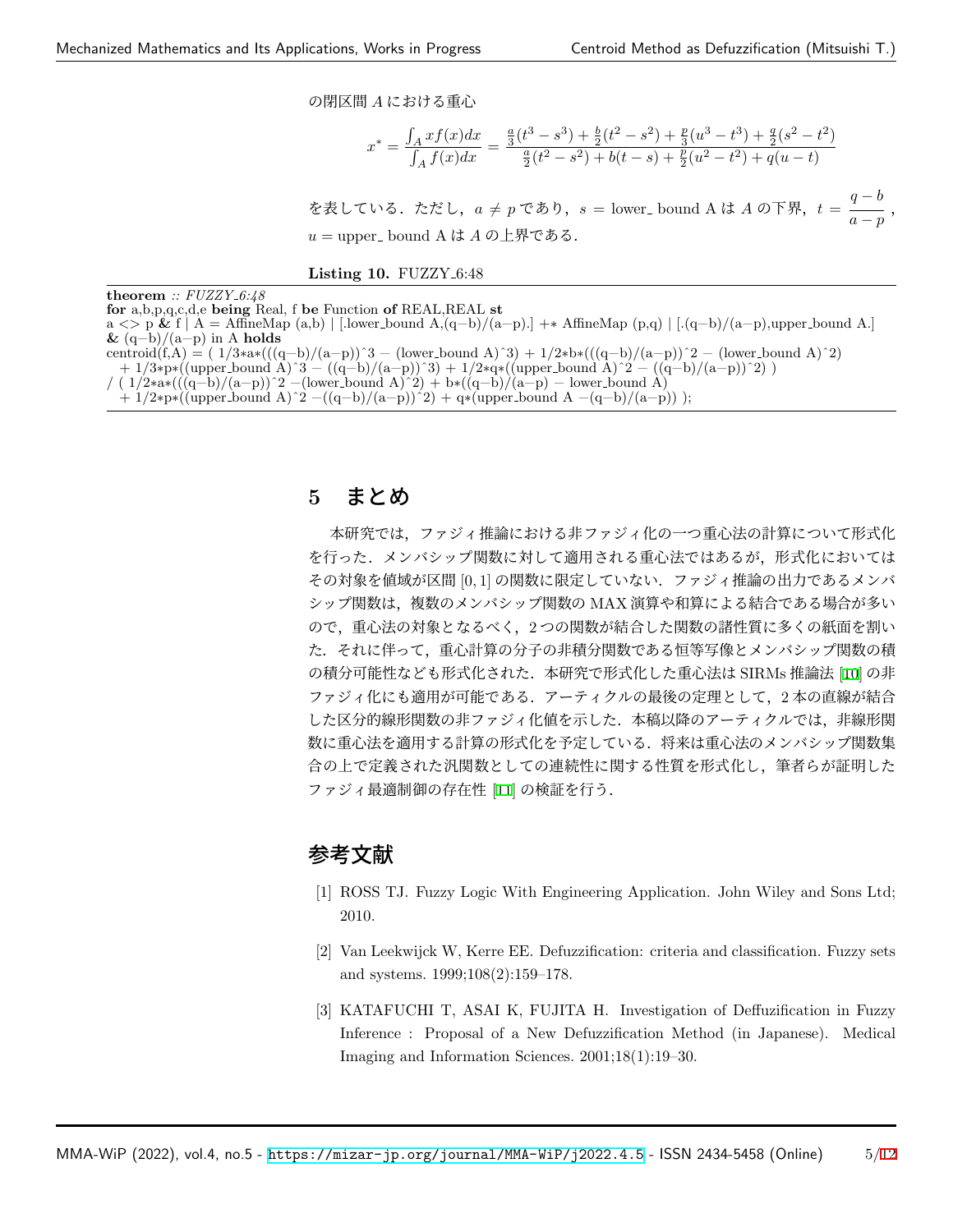の閉区間 $A$ における重心

$$x^* = \frac{\int_A xf(x)dx}{\int_A f(x)dx} = \frac{\frac{a}{3}(t^3 - s^3) + \frac{b}{2}(t^2 - s^2) + \frac{p}{3}(u^3 - t^3) + \frac{q}{2}(s^2 - t^2)}{\frac{a}{2}(t^2 - s^2) + b(t - s) + \frac{p}{2}(u^2 - t^2) + q(u - t)}$$

を表している．ただし，$a \neq p$ であり，$s =$ lower_ bound A は $A$ の下界，$t = \dfrac{q-b}{a-p}$，$u =$ upper_ bound A は $A$ の上界である．

**Listing 10.** FUZZY_6:48

```
theorem :: FUZZY_6:48
for a,b,p,q,c,d,e being Real, f be Function of REAL,REAL st
a <> p & f | A = AffineMap (a,b) | [.lower_bound A,(q-b)/(a-p).] +* AffineMap (p,q) | [.(q-b)/(a-p),upper_bound A.]
& (q-b)/(a-p) in A holds
centroid(f,A) = ( 1/3*a*(((q-b)/(a-p))^3 - (lower_bound A)^3) + 1/2*b*(((q-b)/(a-p))^2 - (lower_bound A)^2)
  + 1/3*p*((upper_bound A)^3 - ((q-b)/(a-p))^3) + 1/2*q*((upper_bound A)^2 - ((q-b)/(a-p))^2) )
/ ( 1/2*a*(((q-b)/(a-p))^2 -(lower_bound A)^2) + b*((q-b)/(a-p) - lower_bound A)
  + 1/2*p*((upper_bound A)^2 -((q-b)/(a-p))^2) + q*(upper_bound A -(q-b)/(a-p)) );
```

## 5 まとめ

本研究では，ファジィ推論における非ファジィ化の一つ重心法の計算について形式化を行った．メンバシップ関数に対して適用される重心法ではあるが，形式化においてはその対象を値域が区間 $[0, 1]$ の関数に限定していない．ファジィ推論の出力であるメンバシップ関数は，複数のメンバシップ関数の MAX 演算や和算による結合である場合が多いので，重心法の対象となるべく，2 つの関数が結合した関数の諸性質に多くの紙面を割いた．それに伴って，重心計算の分子の非積分関数である恒等写像とメンバシップ関数の積の積分可能性なども形式化された．本研究で形式化した重心法は SIRMs 推論法 [10] の非ファジィ化にも適用が可能である．アーティクルの最後の定理として，2 本の直線が結合した区分的線形関数の非ファジィ化値を示した．本稿以降のアーティクルでは，非線形関数に重心法を適用する計算の形式化を予定している．将来は重心法のメンバシップ関数集合の上で定義された汎関数としての連続性に関する性質を形式化し，筆者らが証明したファジィ最適制御の存在性 [11] の検証を行う．

## 参考文献

[1] ROSS TJ. Fuzzy Logic With Engineering Application. John Wiley and Sons Ltd; 2010.

[2] Van Leekwijck W, Kerre EE. Defuzzification: criteria and classification. Fuzzy sets and systems. 1999;108(2):159–178.

[3] KATAFUCHI T, ASAI K, FUJITA H. Investigation of Deffuzification in Fuzzy Inference : Proposal of a New Defuzzification Method (in Japanese). Medical Imaging and Information Sciences. 2001;18(1):19–30.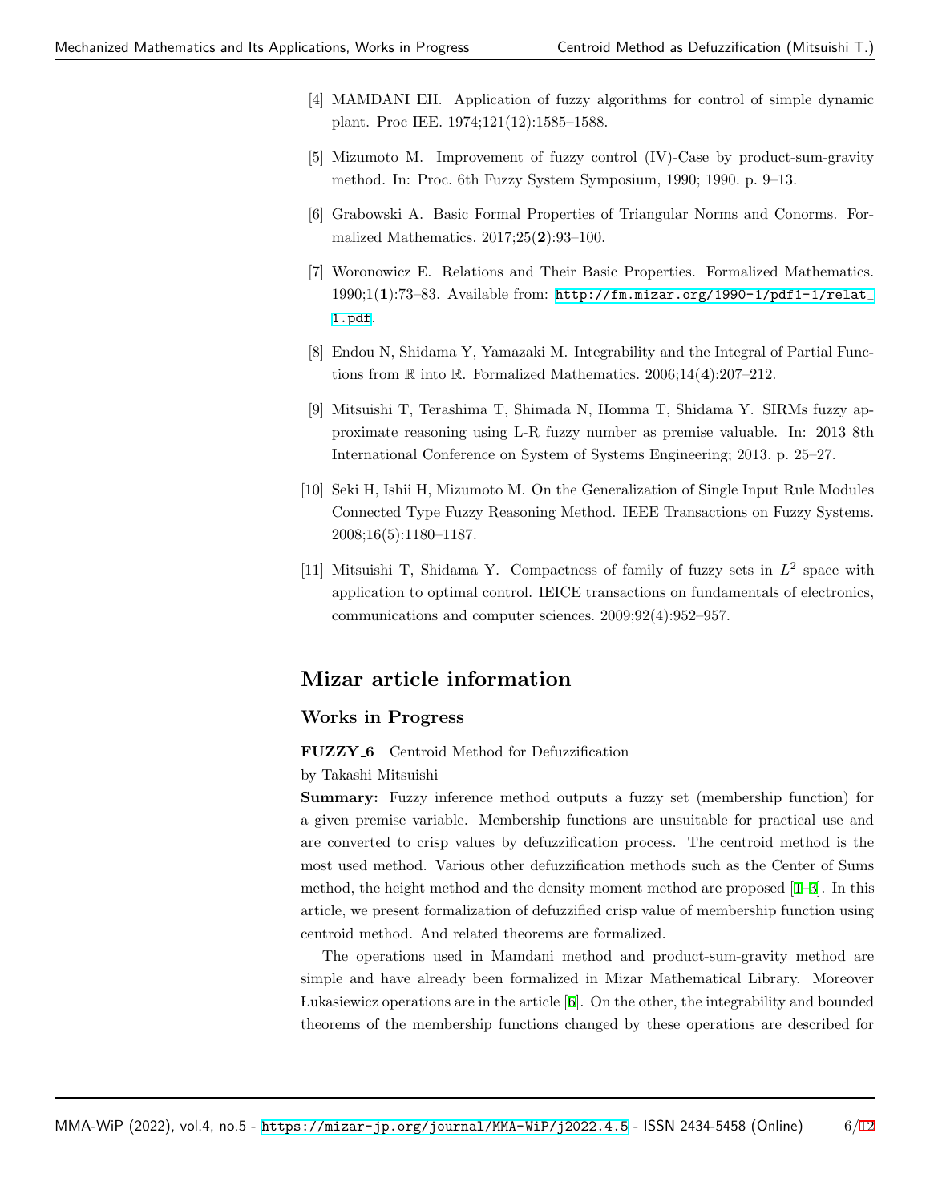[4] MAMDANI EH. Application of fuzzy algorithms for control of simple dynamic plant. Proc IEE. 1974;121(12):1585–1588.

[5] Mizumoto M. Improvement of fuzzy control (IV)-Case by product-sum-gravity method. In: Proc. 6th Fuzzy System Symposium, 1990; 1990. p. 9–13.

[6] Grabowski A. Basic Formal Properties of Triangular Norms and Conorms. Formalized Mathematics. 2017;25(**2**):93–100.

[7] Woronowicz E. Relations and Their Basic Properties. Formalized Mathematics. 1990;1(**1**):73–83. Available from: http://fm.mizar.org/1990-1/pdf1-1/relat_1.pdf.

[8] Endou N, Shidama Y, Yamazaki M. Integrability and the Integral of Partial Functions from $\mathbb{R}$ into $\mathbb{R}$. Formalized Mathematics. 2006;14(**4**):207–212.

[9] Mitsuishi T, Terashima T, Shimada N, Homma T, Shidama Y. SIRMs fuzzy approximate reasoning using L-R fuzzy number as premise valuable. In: 2013 8th International Conference on System of Systems Engineering; 2013. p. 25–27.

[10] Seki H, Ishii H, Mizumoto M. On the Generalization of Single Input Rule Modules Connected Type Fuzzy Reasoning Method. IEEE Transactions on Fuzzy Systems. 2008;16(5):1180–1187.

[11] Mitsuishi T, Shidama Y. Compactness of family of fuzzy sets in $L^2$ space with application to optimal control. IEICE transactions on fundamentals of electronics, communications and computer sciences. 2009;92(4):952–957.

## Mizar article information

### Works in Progress

**FUZZY_6** Centroid Method for Defuzzification

by Takashi Mitsuishi

**Summary:** Fuzzy inference method outputs a fuzzy set (membership function) for a given premise variable. Membership functions are unsuitable for practical use and are converted to crisp values by defuzzification process. The centroid method is the most used method. Various other defuzzification methods such as the Center of Sums method, the height method and the density moment method are proposed [1–3]. In this article, we present formalization of defuzzified crisp value of membership function using centroid method. And related theorems are formalized.

The operations used in Mamdani method and product-sum-gravity method are simple and have already been formalized in Mizar Mathematical Library. Moreover Lukasiewicz operations are in the article [6]. On the other, the integrability and bounded theorems of the membership functions changed by these operations are described for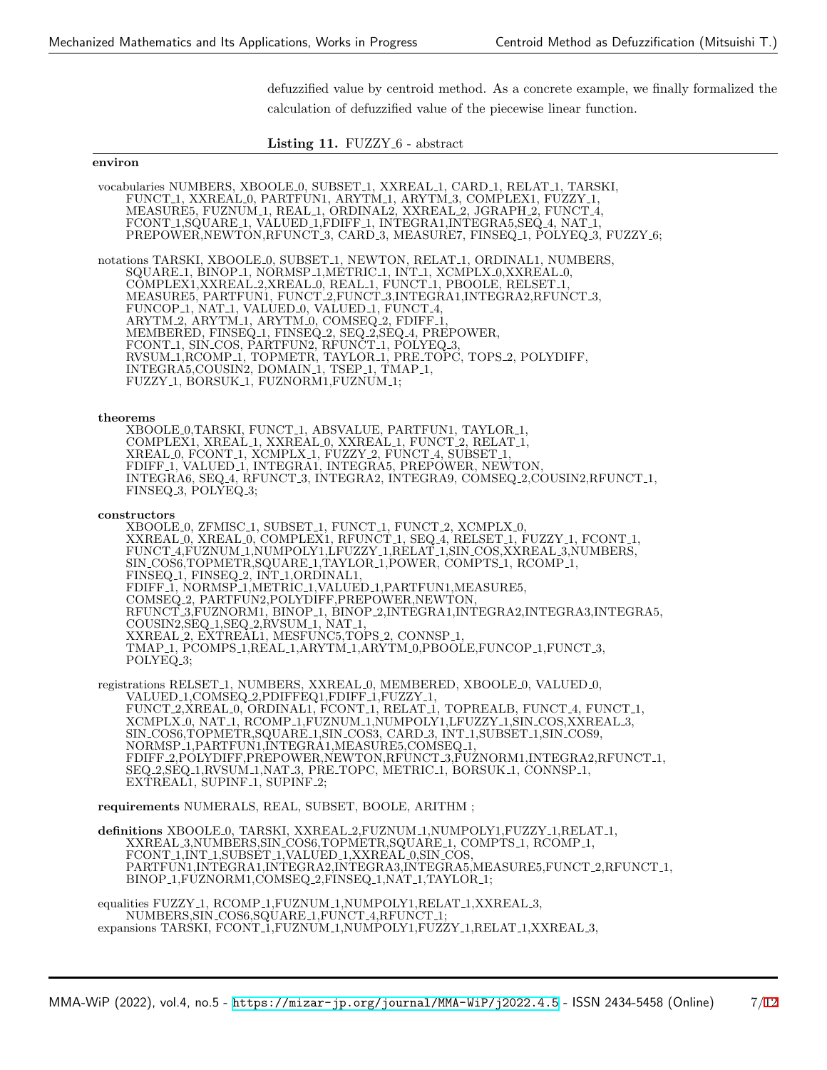defuzzified value by centroid method. As a concrete example, we finally formalized the calculation of defuzzified value of the piecewise linear function.

**Listing 11.** FUZZY_6 - abstract

```
environ

 vocabularies NUMBERS, XBOOLE_0, SUBSET_1, XXREAL_1, CARD_1, RELAT_1, TARSKI,
      FUNCT_1, XXREAL_0, PARTFUN1, ARYTM_1, ARYTM_3, COMPLEX1, FUZZY_1,
      MEASURE5, FUZNUM_1, REAL_1, ORDINAL2, XXREAL_2, JGRAPH_2, FUNCT_4,
      FCONT_1,SQUARE_1, VALUED_1,FDIFF_1, INTEGRA1,INTEGRA5,SEQ_4, NAT_1,
      PREPOWER,NEWTON,RFUNCT_3, CARD_3, MEASURE7, FINSEQ_1, POLYEQ_3, FUZZY_6;

 notations TARSKI, XBOOLE_0, SUBSET_1, NEWTON, RELAT_1, ORDINAL1, NUMBERS,
      SQUARE_1, BINOP_1, NORMSP_1,METRIC_1, INT_1, XCMPLX_0,XXREAL_0,
      COMPLEX1,XXREAL_2,XREAL_0, REAL_1, FUNCT_1, PBOOLE, RELSET_1,
      MEASURE5, PARTFUN1, FUNCT_2,FUNCT_3,INTEGRA1,INTEGRA2,RFUNCT_3,
      FUNCOP_1, NAT_1, VALUED_0, VALUED_1, FUNCT_4,
      ARYTM_2, ARYTM_1, ARYTM_0, COMSEQ_2, FDIFF_1,
      MEMBERED, FINSEQ_1, FINSEQ_2, SEQ_2,SEQ_4, PREPOWER,
      FCONT_1, SIN_COS, PARTFUN2, RFUNCT_1, POLYEQ_3,
      RVSUM_1,RCOMP_1, TOPMETR, TAYLOR_1, PRE_TOPC, TOPS_2, POLYDIFF,
      INTEGRA5,COUSIN2, DOMAIN_1, TSEP_1, TMAP_1,
      FUZZY_1, BORSUK_1, FUZNORM1,FUZNUM_1;


 theorems
      XBOOLE_0,TARSKI, FUNCT_1, ABSVALUE, PARTFUN1, TAYLOR_1,
      COMPLEX1, XREAL_1, XXREAL_0, XXREAL_1, FUNCT_2, RELAT_1,
      XREAL_0, FCONT_1, XCMPLX_1, FUZZY_2, FUNCT_4, SUBSET_1,
      FDIFF_1, VALUED_1, INTEGRA1, INTEGRA5, PREPOWER, NEWTON,
      INTEGRA6, SEQ_4, RFUNCT_3, INTEGRA2, INTEGRA9, COMSEQ_2,COUSIN2,RFUNCT_1,
      FINSEQ_3, POLYEQ_3;

 constructors
      XBOOLE_0, ZFMISC_1, SUBSET_1, FUNCT_1, FUNCT_2, XCMPLX_0,
      XXREAL_0, XREAL_0, COMPLEX1, RFUNCT_1, SEQ_4, RELSET_1, FUZZY_1, FCONT_1,
      FUNCT_4,FUZNUM_1,NUMPOLY1,LFUZZY_1,RELAT_1,SIN_COS,XXREAL_3,NUMBERS,
      SIN_COS6,TOPMETR,SQUARE_1,TAYLOR_1,POWER, COMPTS_1, RCOMP_1,
      FINSEQ_1, FINSEQ_2, INT_1,ORDINAL1,
      FDIFF_1, NORMSP_1,METRIC_1,VALUED_1,PARTFUN1,MEASURE5,
      COMSEQ_2, PARTFUN2,POLYDIFF,PREPOWER,NEWTON,
      RFUNCT_3,FUZNORM1, BINOP_1, BINOP_2,INTEGRA1,INTEGRA2,INTEGRA3,INTEGRA5,
      COUSIN2,SEQ_1,SEQ_2,RVSUM_1, NAT_1,
      XXREAL_2, EXTREAL1, MESFUNC5,TOPS_2, CONNSP_1,
      TMAP_1, PCOMPS_1,REAL_1,ARYTM_1,ARYTM_0,PBOOLE,FUNCOP_1,FUNCT_3,
      POLYEQ_3;

 registrations RELSET_1, NUMBERS, XXREAL_0, MEMBERED, XBOOLE_0, VALUED_0,
      VALUED_1,COMSEQ_2,PDIFFEQ1,FDIFF_1,FUZZY_1,
      FUNCT_2,XREAL_0, ORDINAL1, FCONT_1, RELAT_1, TOPREALB, FUNCT_4, FUNCT_1,
      XCMPLX_0, NAT_1, RCOMP_1,FUZNUM_1,NUMPOLY1,LFUZZY_1,SIN_COS,XXREAL_3,
      SIN_COS6,TOPMETR,SQUARE_1,SIN_COS3, CARD_3, INT_1,SUBSET_1,SIN_COS9,
      NORMSP_1,PARTFUN1,INTEGRA1,MEASURE5,COMSEQ_1,
      FDIFF_2,POLYDIFF,PREPOWER,NEWTON,RFUNCT_3,FUZNORM1,INTEGRA2,RFUNCT_1,
      SEQ_2,SEQ_1,RVSUM_1,NAT_3, PRE_TOPC, METRIC_1, BORSUK_1, CONNSP_1,
      EXTREAL1, SUPINF_1, SUPINF_2;

 requirements NUMERALS, REAL, SUBSET, BOOLE, ARITHM ;

 definitions XBOOLE_0, TARSKI, XXREAL_2,FUZNUM_1,NUMPOLY1,FUZZY_1,RELAT_1,
      XXREAL_3,NUMBERS,SIN_COS6,TOPMETR,SQUARE_1, COMPTS_1, RCOMP_1,
      FCONT_1,INT_1,SUBSET_1,VALUED_1,XXREAL_0,SIN_COS,
      PARTFUN1,INTEGRA1,INTEGRA2,INTEGRA3,INTEGRA5,MEASURE5,FUNCT_2,RFUNCT_1,
      BINOP_1,FUZNORM1,COMSEQ_2,FINSEQ_1,NAT_1,TAYLOR_1;

 equalities FUZZY_1, RCOMP_1,FUZNUM_1,NUMPOLY1,RELAT_1,XXREAL_3,
      NUMBERS,SIN_COS6,SQUARE_1,FUNCT_4,RFUNCT_1;
 expansions TARSKI, FCONT_1,FUZNUM_1,NUMPOLY1,FUZZY_1,RELAT_1,XXREAL_3,
```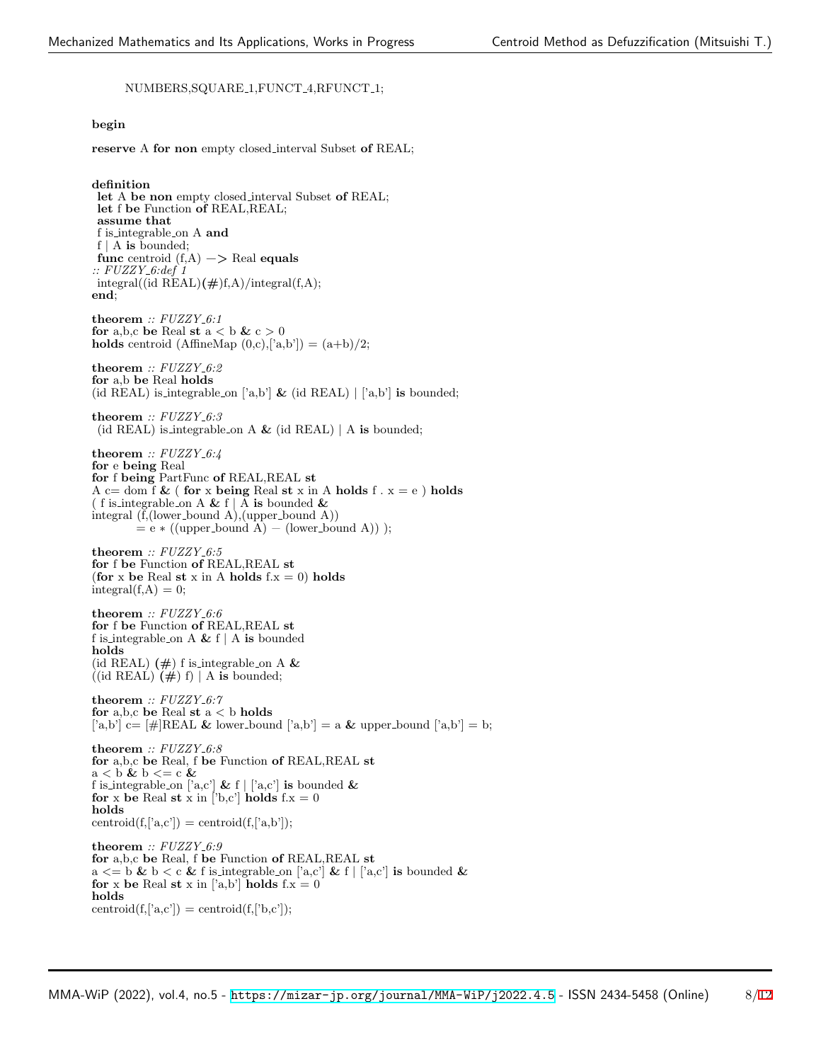```
      NUMBERS,SQUARE_1,FUNCT_4,RFUNCT_1;


begin

reserve A for non empty closed_interval Subset of REAL;


definition
 let A be non empty closed_interval Subset of REAL;
 let f be Function of REAL,REAL;
 assume that
 f is_integrable_on A and
 f | A is bounded;
 func centroid (f,A) -> Real equals
:: FUZZY_6:def 1
 integral((id REAL)(#)f,A)/integral(f,A);
end;

theorem :: FUZZY_6:1
for a,b,c be Real st a < b & c > 0
holds centroid (AffineMap (0,c),['a,b']) = (a+b)/2;

theorem :: FUZZY_6:2
for a,b be Real holds
(id REAL) is_integrable_on ['a,b'] & (id REAL) | ['a,b'] is bounded;

theorem :: FUZZY_6:3
 (id REAL) is_integrable_on A & (id REAL) | A is bounded;

theorem :: FUZZY_6:4
for e being Real
for f being PartFunc of REAL,REAL st
A c= dom f & ( for x being Real st x in A holds f . x = e ) holds
( f is_integrable_on A & f | A is bounded &
integral (f,(lower_bound A),(upper_bound A))
          = e * ((upper_bound A) - (lower_bound A)) );

theorem :: FUZZY_6:5
for f be Function of REAL,REAL st
(for x be Real st x in A holds f.x = 0) holds
integral(f,A) = 0;

theorem :: FUZZY_6:6
for f be Function of REAL,REAL st
f is_integrable_on A & f | A is bounded
holds
(id REAL) (#) f is_integrable_on A &
((id REAL) (#) f) | A is bounded;

theorem :: FUZZY_6:7
for a,b,c be Real st a < b holds
['a,b'] c= [#]REAL & lower_bound ['a,b'] = a & upper_bound ['a,b'] = b;

theorem :: FUZZY_6:8
for a,b,c be Real, f be Function of REAL,REAL st
a < b & b <= c &
f is_integrable_on ['a,c'] & f | ['a,c'] is bounded &
for x be Real st x in ['b,c'] holds f.x = 0
holds
centroid(f,['a,c']) = centroid(f,['a,b']);

theorem :: FUZZY_6:9
for a,b,c be Real, f be Function of REAL,REAL st
a <= b & b < c & f is_integrable_on ['a,c'] & f | ['a,c'] is bounded &
for x be Real st x in ['a,b'] holds f.x = 0
holds
centroid(f,['a,c']) = centroid(f,['b,c']);
```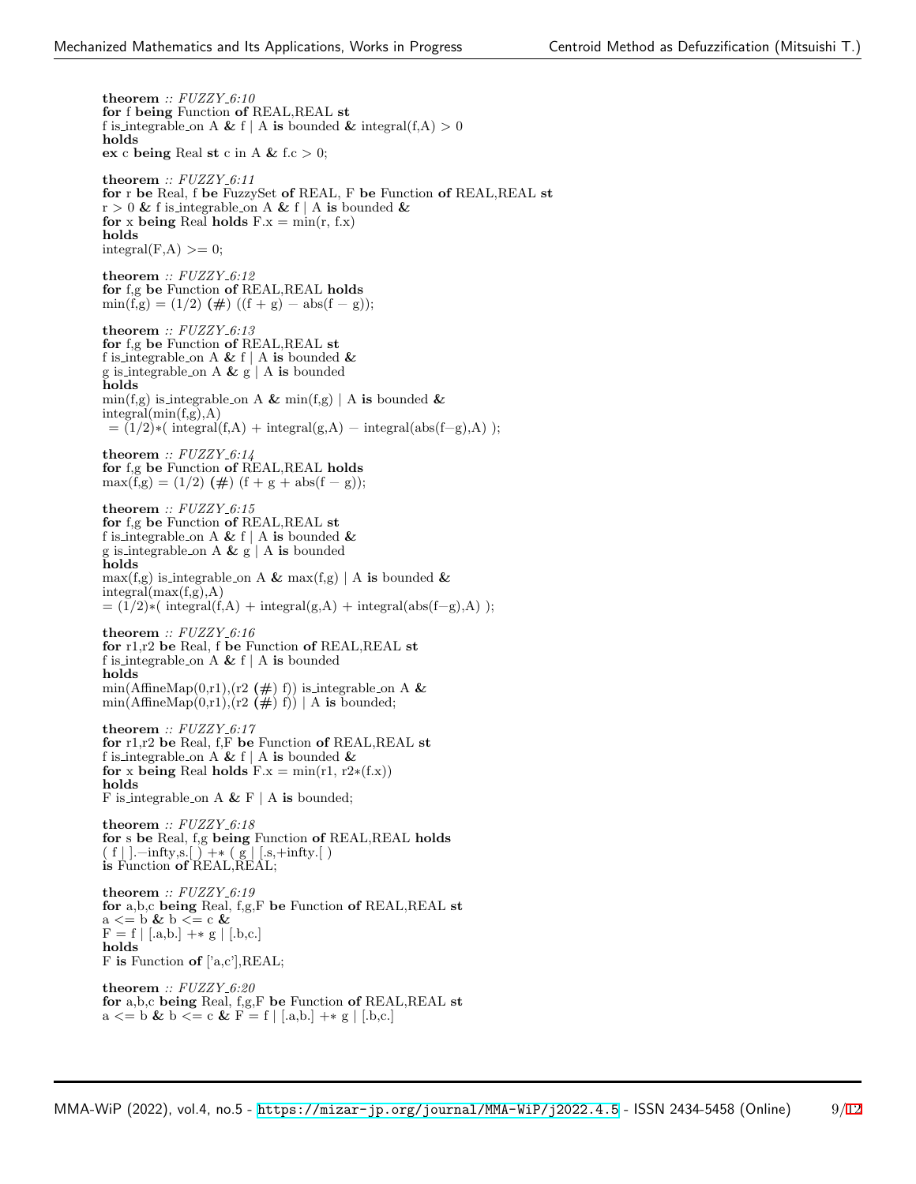**theorem** *:: FUZZY_6:10*
**for** f **being** Function **of** REAL,REAL **st**
f is_integrable_on A **&** f | A **is** bounded **&** integral(f,A) > 0
**holds**
**ex** c **being** Real **st** c in A **&** f.c > 0;

**theorem** *:: FUZZY_6:11*
**for** r **be** Real, f **be** FuzzySet **of** REAL, F **be** Function **of** REAL,REAL **st**
r > 0 **&** f is_integrable_on A **&** f | A **is** bounded **&**
**for** x **being** Real **holds** F.x = min(r, f.x)
**holds**
integral(F,A) >= 0;

**theorem** *:: FUZZY_6:12*
**for** f,g **be** Function **of** REAL,REAL **holds**
min(f,g) = (1/2) **(#)** ((f + g) − abs(f − g));

**theorem** *:: FUZZY_6:13*
**for** f,g **be** Function **of** REAL,REAL **st**
f is_integrable_on A **&** f | A **is** bounded **&**
g is_integrable_on A **&** g | A **is** bounded
**holds**
min(f,g) is_integrable_on A **&** min(f,g) | A **is** bounded **&**
integral(min(f,g),A)
 = (1/2)*( integral(f,A) + integral(g,A) − integral(abs(f−g),A) );

**theorem** *:: FUZZY_6:14*
**for** f,g **be** Function **of** REAL,REAL **holds**
max(f,g) = (1/2) **(#)** (f + g + abs(f − g));

**theorem** *:: FUZZY_6:15*
**for** f,g **be** Function **of** REAL,REAL **st**
f is_integrable_on A **&** f | A **is** bounded **&**
g is_integrable_on A **&** g | A **is** bounded
**holds**
max(f,g) is_integrable_on A **&** max(f,g) | A **is** bounded **&**
integral(max(f,g),A)
= (1/2)*( integral(f,A) + integral(g,A) + integral(abs(f−g),A) );

**theorem** *:: FUZZY_6:16*
**for** r1,r2 **be** Real, f **be** Function **of** REAL,REAL **st**
f is_integrable_on A **&** f | A **is** bounded
**holds**
min(AffineMap(0,r1),(r2 **(#)** f)) is_integrable_on A **&**
min(AffineMap(0,r1),(r2 **(#)** f)) | A **is** bounded;

**theorem** *:: FUZZY_6:17*
**for** r1,r2 **be** Real, f,F **be** Function **of** REAL,REAL **st**
f is_integrable_on A **&** f | A **is** bounded **&**
**for** x **being** Real **holds** F.x = min(r1, r2*(f.x))
**holds**
F is_integrable_on A **&** F | A **is** bounded;

**theorem** *:: FUZZY_6:18*
**for** s **be** Real, f,g **being** Function **of** REAL,REAL **holds**
( f | ].−infty,s.[ ) +* ( g | [.s,+infty.[ )
**is** Function **of** REAL,REAL;

**theorem** *:: FUZZY_6:19*
**for** a,b,c **being** Real, f,g,F **be** Function **of** REAL,REAL **st**
a <= b **&** b <= c **&**
F = f | [.a,b.] +* g | [.b,c.]
**holds**
F **is** Function **of** ['a,c'],REAL;

**theorem** *:: FUZZY_6:20*
**for** a,b,c **being** Real, f,g,F **be** Function **of** REAL,REAL **st**
a <= b **&** b <= c **&** F = f | [.a,b.] +* g | [.b,c.]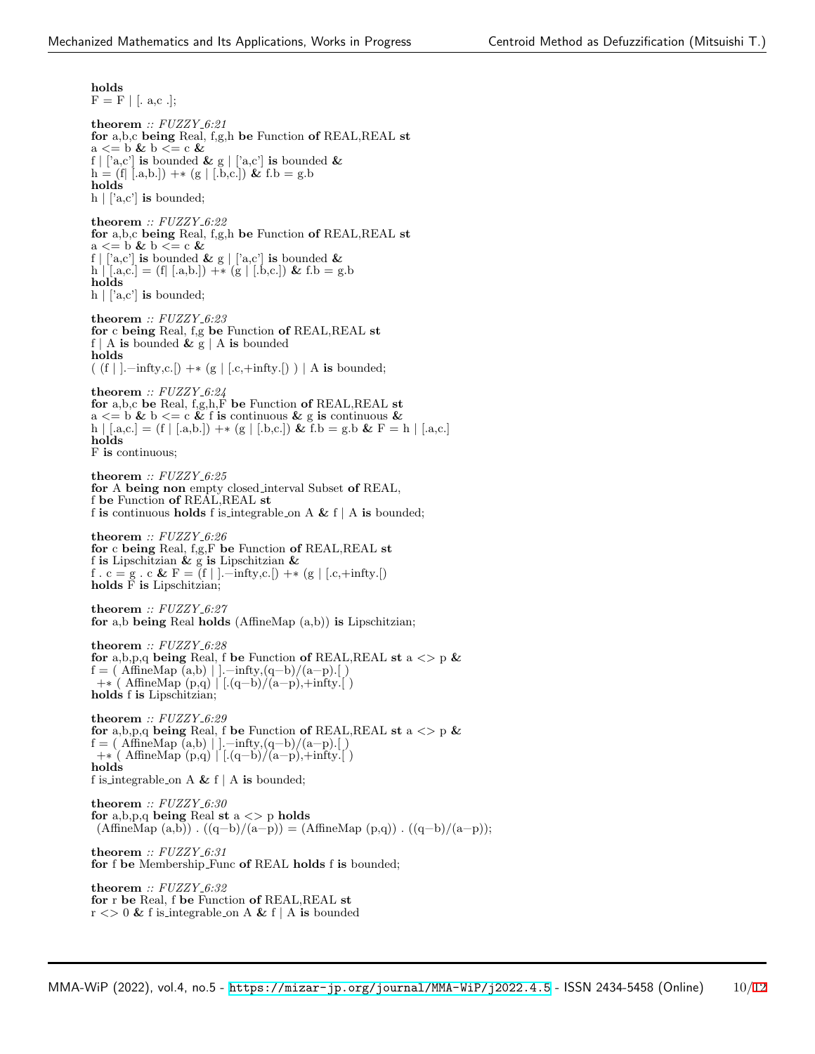**holds**
F = F | [. a,c .];

**theorem** *:: FUZZY_6:21*
**for** a,b,c **being** Real, f,g,h **be** Function **of** REAL,REAL **st**
a <= b **&** b <= c **&**
f | ['a,c'] **is** bounded **&** g | ['a,c'] **is** bounded **&**
h = (f| [.a,b.]) +* (g | [.b,c.]) **&** f.b = g.b
**holds**
h | ['a,c'] **is** bounded;

**theorem** *:: FUZZY_6:22*
**for** a,b,c **being** Real, f,g,h **be** Function **of** REAL,REAL **st**
a <= b **&** b <= c **&**
f | ['a,c'] **is** bounded **&** g | ['a,c'] **is** bounded **&**
h | [.a,c.] = (f| [.a,b.]) +* (g | [.b,c.]) **&** f.b = g.b
**holds**
h | ['a,c'] **is** bounded;

**theorem** *:: FUZZY_6:23*
**for** c **being** Real, f,g **be** Function **of** REAL,REAL **st**
f | A **is** bounded **&** g | A **is** bounded
**holds**
( (f | ].−infty,c.[) +* (g | [.c,+infty.[) ) | A **is** bounded;

**theorem** *:: FUZZY_6:24*
**for** a,b,c **be** Real, f,g,h,F **be** Function **of** REAL,REAL **st**
a <= b **&** b <= c **&** f **is** continuous **&** g **is** continuous **&**
h | [.a,c.] = (f | [.a,b.]) +* (g | [.b,c.]) **&** f.b = g.b **&** F = h | [.a,c.]
**holds**
F **is** continuous;

**theorem** *:: FUZZY_6:25*
**for** A **being non** empty closed_interval Subset **of** REAL,
f **be** Function **of** REAL,REAL **st**
f **is** continuous **holds** f is_integrable_on A **&** f | A **is** bounded;

**theorem** *:: FUZZY_6:26*
**for** c **being** Real, f,g,F **be** Function **of** REAL,REAL **st**
f **is** Lipschitzian **&** g **is** Lipschitzian **&**
f . c = g . c **&** F = (f | ].−infty,c.[) +* (g | [.c,+infty.[)
**holds** F **is** Lipschitzian;

**theorem** *:: FUZZY_6:27*
**for** a,b **being** Real **holds** (AffineMap (a,b)) **is** Lipschitzian;

**theorem** *:: FUZZY_6:28*
**for** a,b,p,q **being** Real, f **be** Function **of** REAL,REAL **st** a <> p **&**
f = ( AffineMap (a,b) | ].−infty,(q−b)/(a−p).[ )
+* ( AffineMap (p,q) | [.(q−b)/(a−p),+infty.[ )
**holds** f **is** Lipschitzian;

**theorem** *:: FUZZY_6:29*
**for** a,b,p,q **being** Real, f **be** Function **of** REAL,REAL **st** a <> p **&**
f = ( AffineMap (a,b) | ].−infty,(q−b)/(a−p).[ )
+* ( AffineMap (p,q) | [.(q−b)/(a−p),+infty.[ )
**holds**
f is_integrable_on A **&** f | A **is** bounded;

**theorem** *:: FUZZY_6:30*
**for** a,b,p,q **being** Real **st** a <> p **holds**
(AffineMap (a,b)) . ((q−b)/(a−p)) = (AffineMap (p,q)) . ((q−b)/(a−p));

**theorem** *:: FUZZY_6:31*
**for** f **be** Membership_Func **of** REAL **holds** f **is** bounded;

**theorem** *:: FUZZY_6:32*
**for** r **be** Real, f **be** Function **of** REAL,REAL **st**
r <> 0 **&** f is_integrable_on A **&** f | A **is** bounded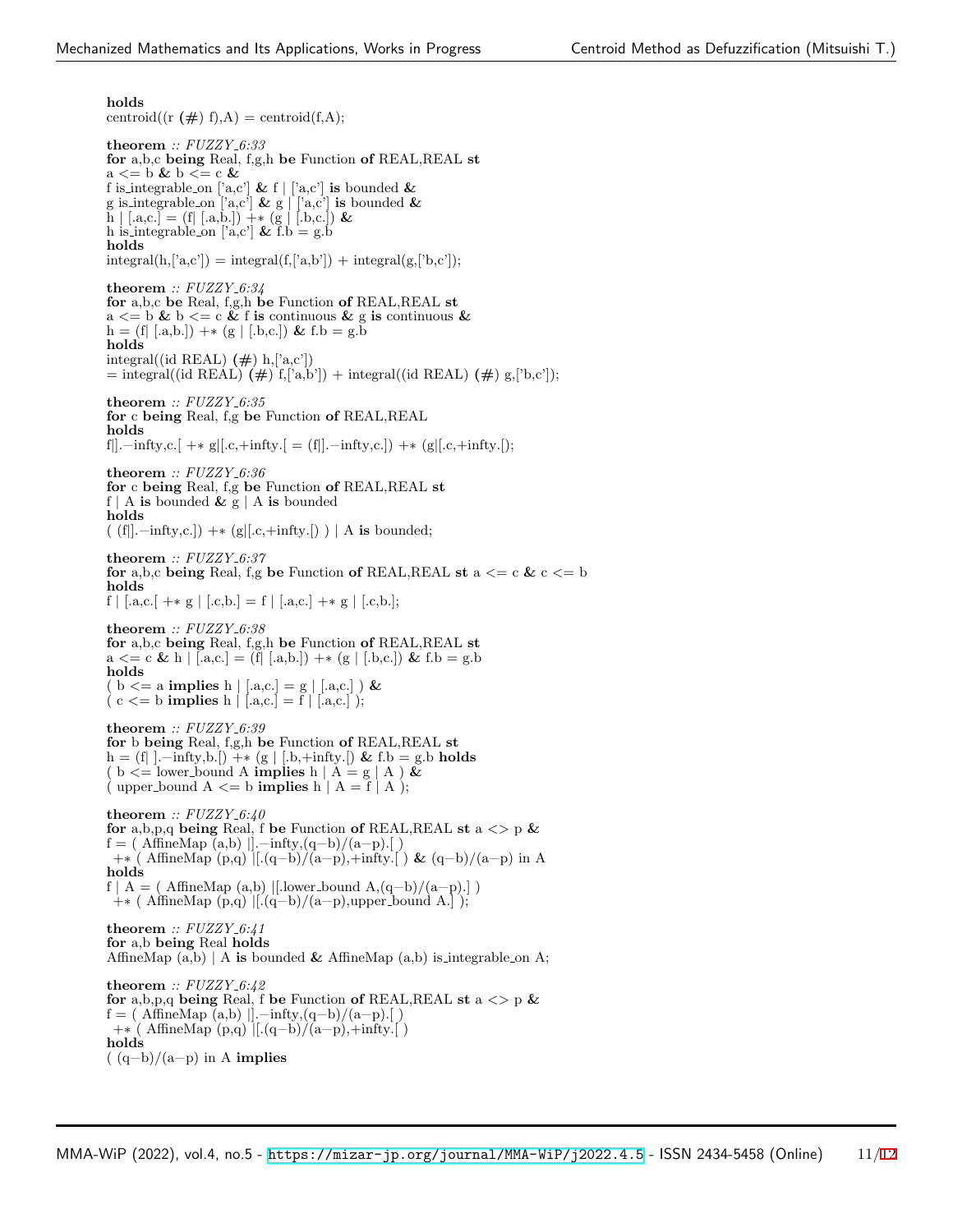```
holds
centroid((r (#) f),A) = centroid(f,A);

theorem :: FUZZY_6:33
for a,b,c being Real, f,g,h be Function of REAL,REAL st
a <= b & b <= c &
f is_integrable_on ['a,c'] & f | ['a,c'] is bounded &
g is_integrable_on ['a,c'] & g | ['a,c'] is bounded &
h | [.a,c.] = (f| [.a,b.]) +* (g | [.b,c.]) &
h is_integrable_on ['a,c'] & f.b = g.b
holds
integral(h,['a,c']) = integral(f,['a,b']) + integral(g,['b,c']);

theorem :: FUZZY_6:34
for a,b,c be Real, f,g,h be Function of REAL,REAL st
a <= b & b <= c & f is continuous & g is continuous &
h = (f| [.a,b.]) +* (g | [.b,c.]) & f.b = g.b
holds
integral((id REAL) (#) h,['a,c'])
= integral((id REAL) (#) f,['a,b']) + integral((id REAL) (#) g,['b,c']);

theorem :: FUZZY_6:35
for c being Real, f,g be Function of REAL,REAL
holds
f|].-infty,c.[ +* g|[.c,+infty.[ = (f|].-infty,c.]) +* (g|[.c,+infty.[);

theorem :: FUZZY_6:36
for c being Real, f,g be Function of REAL,REAL st
f | A is bounded & g | A is bounded
holds
( (f|].-infty,c.]) +* (g|[.c,+infty.[) ) | A is bounded;

theorem :: FUZZY_6:37
for a,b,c being Real, f,g be Function of REAL,REAL st a <= c & c <= b
holds
f | [.a,c.[ +* g | [.c,b.] = f | [.a,c.] +* g | [.c,b.];

theorem :: FUZZY_6:38
for a,b,c being Real, f,g,h be Function of REAL,REAL st
a <= c & h | [.a,c.] = (f| [.a,b.]) +* (g | [.b,c.]) & f.b = g.b
holds
( b <= a implies h | [.a,c.] = g | [.a,c.] ) &
( c <= b implies h | [.a,c.] = f | [.a,c.] );

theorem :: FUZZY_6:39
for b being Real, f,g,h be Function of REAL,REAL st
h = (f| ].-infty,b.[) +* (g | [.b,+infty.[) & f.b = g.b holds
( b <= lower_bound A implies h | A = g | A ) &
( upper_bound A <= b implies h | A = f | A );

theorem :: FUZZY_6:40
for a,b,p,q being Real, f be Function of REAL,REAL st a <> p &
f = ( AffineMap (a,b) |].-infty,(q-b)/(a-p).[ )
 +* ( AffineMap (p,q) |[.(q-b)/(a-p),+infty.[ ) & (q-b)/(a-p) in A
holds
f | A = ( AffineMap (a,b) |[.lower_bound A,(q-b)/(a-p).] )
 +* ( AffineMap (p,q) |[.(q-b)/(a-p),upper_bound A.] );

theorem :: FUZZY_6:41
for a,b being Real holds
AffineMap (a,b) | A is bounded & AffineMap (a,b) is_integrable_on A;

theorem :: FUZZY_6:42
for a,b,p,q being Real, f be Function of REAL,REAL st a <> p &
f = ( AffineMap (a,b) |].-infty,(q-b)/(a-p).[ )
 +* ( AffineMap (p,q) |[.(q-b)/(a-p),+infty.[ )
holds
( (q-b)/(a-p) in A implies
```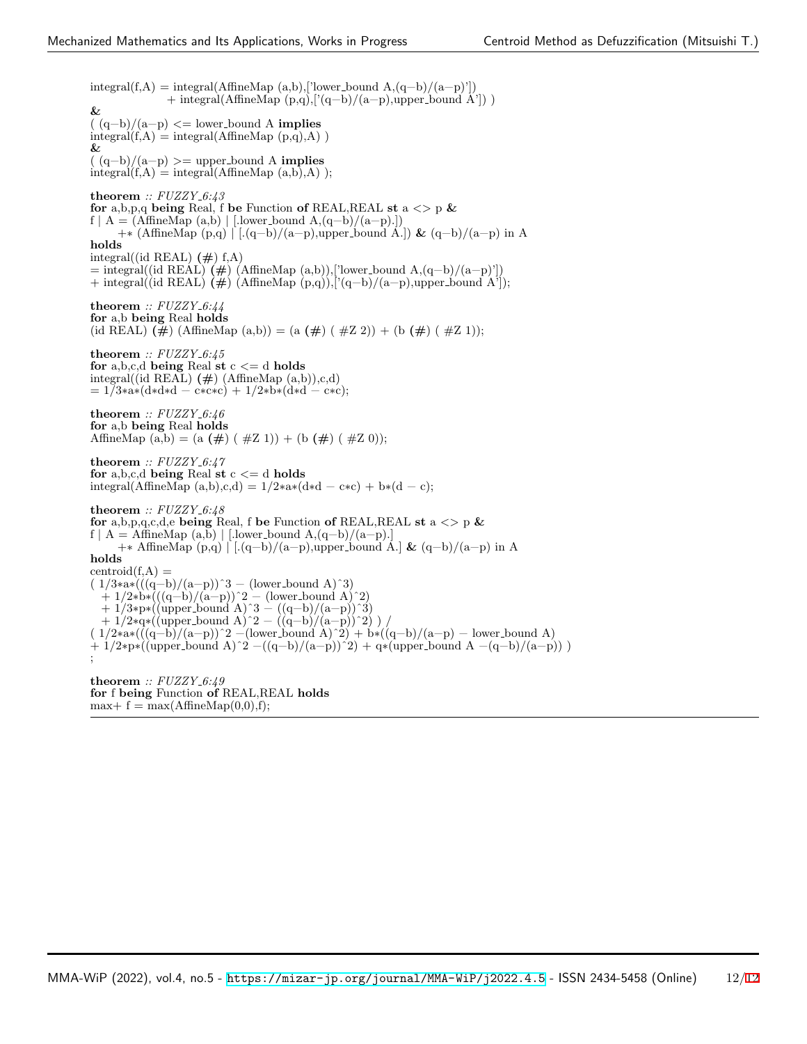```
integral(f,A) = integral(AffineMap (a,b),['lower_bound A,(q−b)/(a−p)'])
                + integral(AffineMap (p,q),['(q−b)/(a−p),upper_bound A']) )
&
( (q−b)/(a−p) <= lower_bound A implies
integral(f,A) = integral(AffineMap (p,q),A) )
&
( (q−b)/(a−p) >= upper_bound A implies
integral(f,A) = integral(AffineMap (a,b),A) );

theorem :: FUZZY_6:43
for a,b,p,q being Real, f be Function of REAL,REAL st a <> p &
f | A = (AffineMap (a,b) | [.lower_bound A,(q−b)/(a−p).])
      +* (AffineMap (p,q) | [.(q−b)/(a−p),upper_bound A.]) & (q−b)/(a−p) in A
holds
integral((id REAL) (#) f,A)
= integral((id REAL) (#) (AffineMap (a,b)),['lower_bound A,(q−b)/(a−p)'])
+ integral((id REAL) (#) (AffineMap (p,q)),['(q−b)/(a−p),upper_bound A']);

theorem :: FUZZY_6:44
for a,b being Real holds
(id REAL) (#) (AffineMap (a,b)) = (a (#) ( #Z 2)) + (b (#) ( #Z 1));

theorem :: FUZZY_6:45
for a,b,c,d being Real st c <= d holds
integral((id REAL) (#) (AffineMap (a,b)),c,d)
= 1/3*a*(d*d*d − c*c*c) + 1/2*b*(d*d − c*c);

theorem :: FUZZY_6:46
for a,b being Real holds
AffineMap (a,b) = (a (#) ( #Z 1)) + (b (#) ( #Z 0));

theorem :: FUZZY_6:47
for a,b,c,d being Real st c <= d holds
integral(AffineMap (a,b),c,d) = 1/2*a*(d*d − c*c) + b*(d − c);

theorem :: FUZZY_6:48
for a,b,p,q,c,d,e being Real, f be Function of REAL,REAL st a <> p &
f | A = AffineMap (a,b) | [.lower_bound A,(q−b)/(a−p).]
      +* AffineMap (p,q) | [.(q−b)/(a−p),upper_bound A.] & (q−b)/(a−p) in A
holds
centroid(f,A) =
( 1/3*a*(((q−b)/(a−p))^3 − (lower_bound A)^3)
  + 1/2*b*(((q−b)/(a−p))^2 − (lower_bound A)^2)
  + 1/3*p*((upper_bound A)^3 − ((q−b)/(a−p))^3)
  + 1/2*q*((upper_bound A)^2 − ((q−b)/(a−p))^2) ) /
( 1/2*a*(((q−b)/(a−p))^2 −(lower_bound A)^2) + b*((q−b)/(a−p) − lower_bound A)
+ 1/2*p*((upper_bound A)^2 −((q−b)/(a−p))^2) + q*(upper_bound A −(q−b)/(a−p)) )
;

theorem :: FUZZY_6:49
for f being Function of REAL,REAL holds
max+ f = max(AffineMap(0,0),f);
```